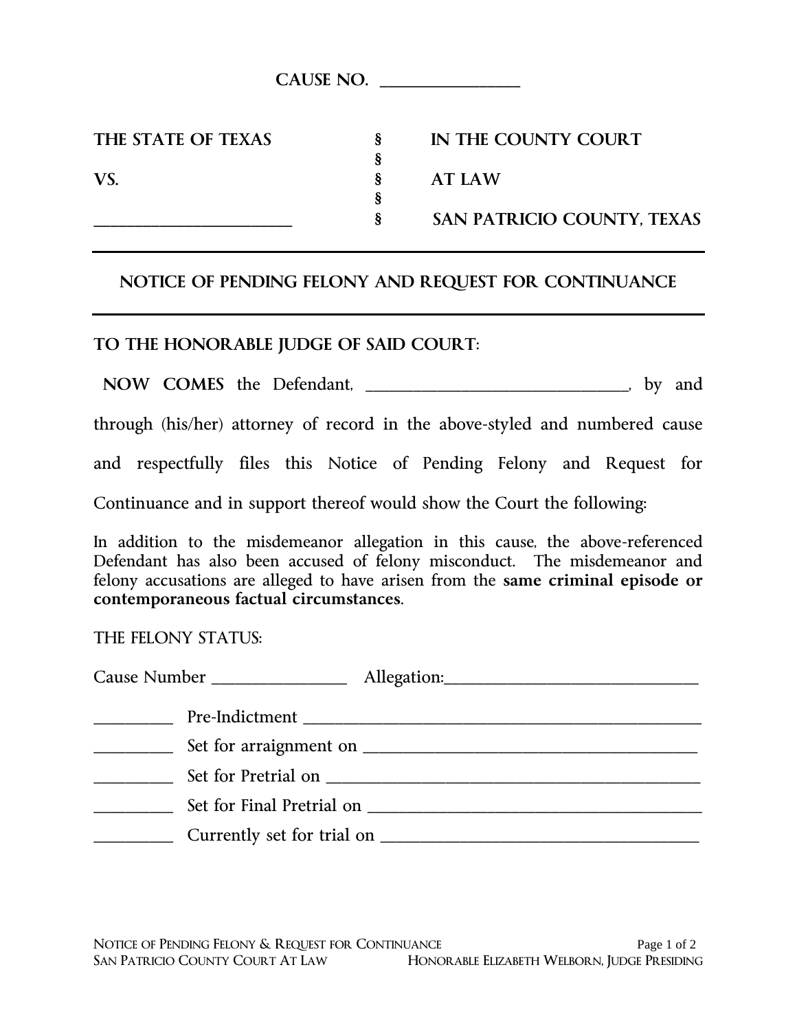**CAUSE NO. ________________**

| | | |
|---|---|---|
| **THE STATE OF TEXAS** | **§** | **IN THE COUNTY COURT** |
| | **§** | |
| **VS.** | **§** | **AT LAW** |
| | **§** | |
| **________________________** | **§** | **SAN PATRICIO COUNTY, TEXAS** |

---

## NOTICE OF PENDING FELONY AND REQUEST FOR CONTINUANCE

---

**TO THE HONORABLE JUDGE OF SAID COURT:**

**NOW COMES** the Defendant, ________________________________, by and through (his/her) attorney of record in the above-styled and numbered cause and respectfully files this Notice of Pending Felony and Request for Continuance and in support thereof would show the Court the following:

In addition to the misdemeanor allegation in this cause, the above-referenced Defendant has also been accused of felony misconduct. The misdemeanor and felony accusations are alleged to have arisen from the **same criminal episode or contemporaneous factual circumstances**.

THE FELONY STATUS:

Cause Number ________________ Allegation:______________________________

__________ Pre-Indictment __________________________________________________

__________ Set for arraignment on _________________________________________

__________ Set for Pretrial on ____________________________________________

__________ Set for Final Pretrial on ______________________________________

__________ Currently set for trial on _____________________________________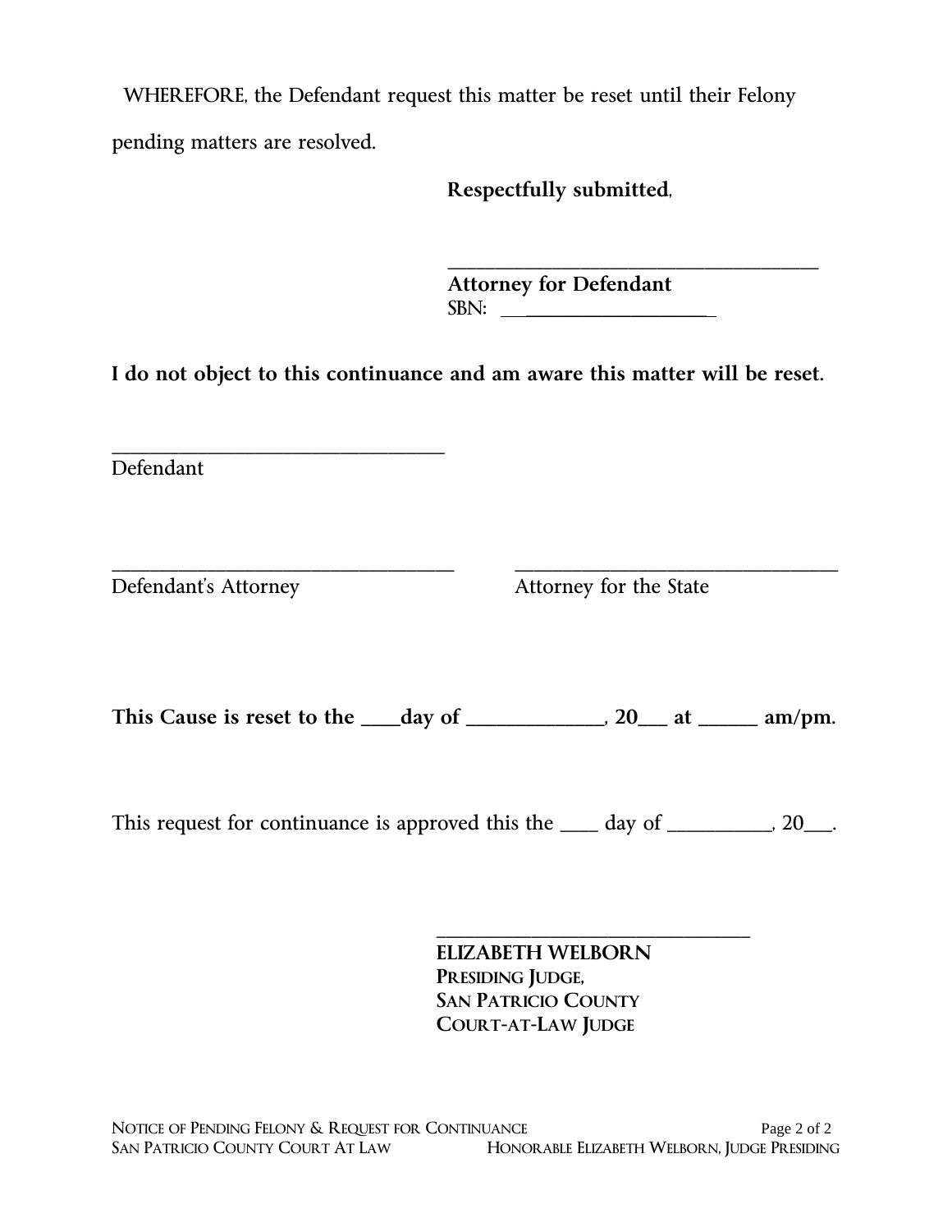WHEREFORE, the Defendant request this matter be reset until their Felony pending matters are resolved.

**Respectfully submitted**,

_____________________________________
**Attorney for Defendant**
SBN: ____________________

**I do not object to this continuance and am aware this matter will be reset.**

_________________________________
Defendant

__________________________________ __________________________________
Defendant's Attorney Attorney for the State

**This Cause is reset to the ____day of _____________, 20___ at ______ am/pm.**

This request for continuance is approved this the ____ day of __________, 20___.

_______________________________
**ELIZABETH WELBORN**
**PRESIDING JUDGE,**
**SAN PATRICIO COUNTY**
**COURT-AT-LAW JUDGE**